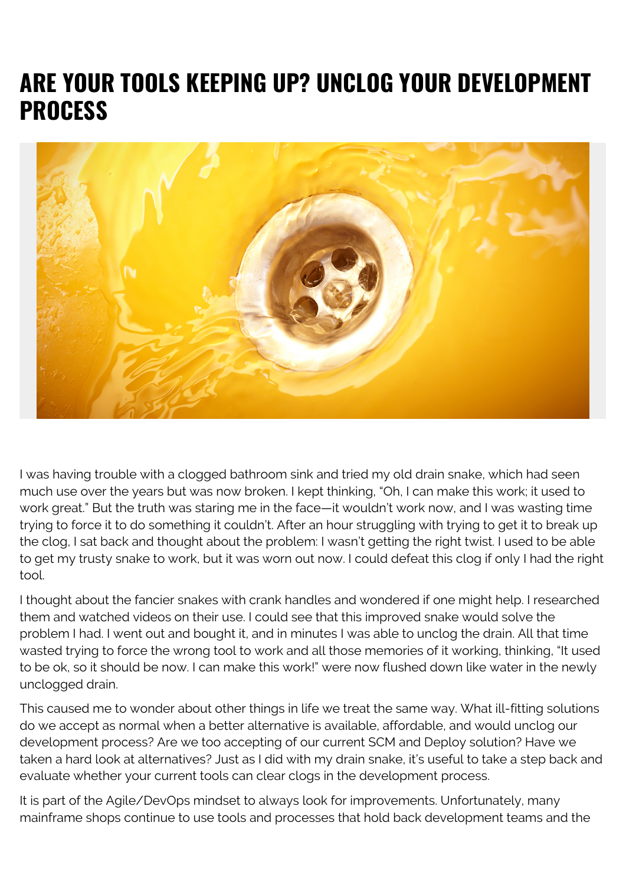# ARE YOUR TOOLS KEEPING UP? UNCLOG YOUR DEVELOPMENT PROCESS

I was having trouble with a clogged bathroom sink and tried my old drain snake, which had seen much use over the years but was now broken. I kept thinking, "Oh, I can make this work; it used to work great." But the truth was staring me in the face—it wouldn't work now, and I was wasting time trying to force it to do something it couldn't. After an hour struggling with trying to get it to break up the clog, I sat back and thought about the problem: I wasn't getting the right twist. I used to be able to get my trusty snake to work, but it was worn out now. I could defeat this clog if only I had the right tool.

I thought about the fancier snakes with crank handles and wondered if one might help. I researched them and watched videos on their use. I could see that this improved snake would solve the problem I had. I went out and bought it, and in minutes I was able to unclog the drain. All that time wasted trying to force the wrong tool to work and all those memories of it working, thinking, "It used to be ok, so it should be now. I can make this work!" were now flushed down like water in the newly unclogged drain.

This caused me to wonder about other things in life we treat the same way. What ill-fitting solutions do we accept as normal when a better alternative is available, affordable, and would unclog our development process? Are we too accepting of our current SCM and Deploy solution? Have we taken a hard look at alternatives? Just as I did with my drain snake, it's useful to take a step back and evaluate whether your current tools can clear clogs in the development process.

It is part of the Agile/DevOps mindset to always look for improvements. Unfortunately, many mainframe shops continue to use tools and processes that hold back development teams and the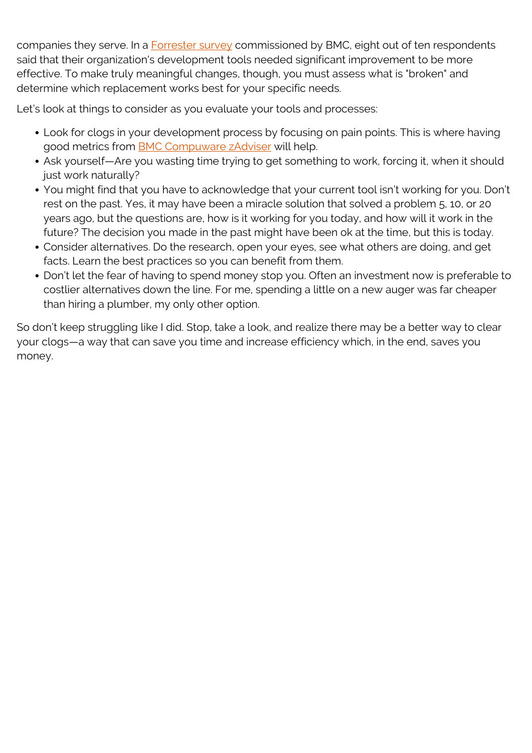companies they serve. In a Forrester survey commissioned by BMC, eight out of ten respondents said that their organization's development tools needed significant improvement to be more effective. To make truly meaningful changes, though, you must assess what is "broken" and determine which replacement works best for your specific needs.

Let's look at things to consider as you evaluate your tools and processes:

- Look for clogs in your development process by focusing on pain points. This is where having good metrics from BMC Compuware zAdviser will help.
- Ask yourself—Are you wasting time trying to get something to work, forcing it, when it should just work naturally?
- You might find that you have to acknowledge that your current tool isn't working for you. Don't rest on the past. Yes, it may have been a miracle solution that solved a problem 5, 10, or 20 years ago, but the questions are, how is it working for you today, and how will it work in the future? The decision you made in the past might have been ok at the time, but this is today.
- Consider alternatives. Do the research, open your eyes, see what others are doing, and get facts. Learn the best practices so you can benefit from them.
- Don't let the fear of having to spend money stop you. Often an investment now is preferable to costlier alternatives down the line. For me, spending a little on a new auger was far cheaper than hiring a plumber, my only other option.

So don't keep struggling like I did. Stop, take a look, and realize there may be a better way to clear your clogs—a way that can save you time and increase efficiency which, in the end, saves you money.